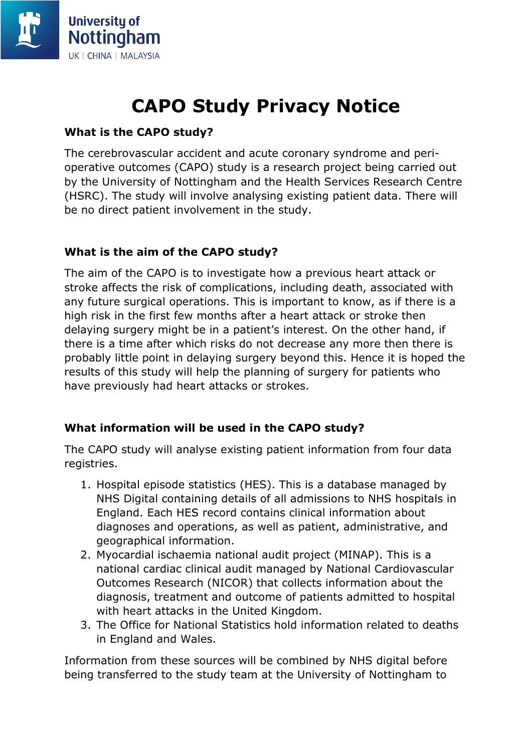University of Nottingham
UK | CHINA | MALAYSIA

# CAPO Study Privacy Notice

### What is the CAPO study?

The cerebrovascular accident and acute coronary syndrome and peri-operative outcomes (CAPO) study is a research project being carried out by the University of Nottingham and the Health Services Research Centre (HSRC). The study will involve analysing existing patient data. There will be no direct patient involvement in the study.

### What is the aim of the CAPO study?

The aim of the CAPO is to investigate how a previous heart attack or stroke affects the risk of complications, including death, associated with any future surgical operations. This is important to know, as if there is a high risk in the first few months after a heart attack or stroke then delaying surgery might be in a patient's interest. On the other hand, if there is a time after which risks do not decrease any more then there is probably little point in delaying surgery beyond this. Hence it is hoped the results of this study will help the planning of surgery for patients who have previously had heart attacks or strokes.

### What information will be used in the CAPO study?

The CAPO study will analyse existing patient information from four data registries.

1. Hospital episode statistics (HES). This is a database managed by NHS Digital containing details of all admissions to NHS hospitals in England. Each HES record contains clinical information about diagnoses and operations, as well as patient, administrative, and geographical information.
2. Myocardial ischaemia national audit project (MINAP). This is a national cardiac clinical audit managed by National Cardiovascular Outcomes Research (NICOR) that collects information about the diagnosis, treatment and outcome of patients admitted to hospital with heart attacks in the United Kingdom.
3. The Office for National Statistics hold information related to deaths in England and Wales.

Information from these sources will be combined by NHS digital before being transferred to the study team at the University of Nottingham to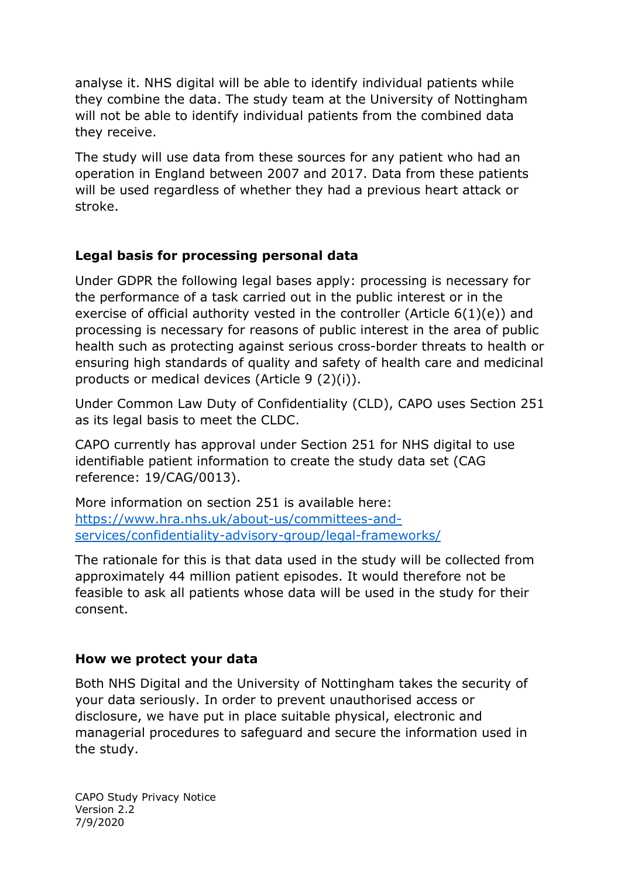analyse it. NHS digital will be able to identify individual patients while they combine the data. The study team at the University of Nottingham will not be able to identify individual patients from the combined data they receive.

The study will use data from these sources for any patient who had an operation in England between 2007 and 2017. Data from these patients will be used regardless of whether they had a previous heart attack or stroke.

## Legal basis for processing personal data

Under GDPR the following legal bases apply: processing is necessary for the performance of a task carried out in the public interest or in the exercise of official authority vested in the controller (Article 6(1)(e)) and processing is necessary for reasons of public interest in the area of public health such as protecting against serious cross-border threats to health or ensuring high standards of quality and safety of health care and medicinal products or medical devices (Article 9 (2)(i)).

Under Common Law Duty of Confidentiality (CLD), CAPO uses Section 251 as its legal basis to meet the CLDC.

CAPO currently has approval under Section 251 for NHS digital to use identifiable patient information to create the study data set (CAG reference: 19/CAG/0013).

More information on section 251 is available here: [https://www.hra.nhs.uk/about-us/committees-and-services/confidentiality-advisory-group/legal-frameworks/](https://www.hra.nhs.uk/about-us/committees-and-services/confidentiality-advisory-group/legal-frameworks/)

The rationale for this is that data used in the study will be collected from approximately 44 million patient episodes. It would therefore not be feasible to ask all patients whose data will be used in the study for their consent.

## How we protect your data

Both NHS Digital and the University of Nottingham takes the security of your data seriously. In order to prevent unauthorised access or disclosure, we have put in place suitable physical, electronic and managerial procedures to safeguard and secure the information used in the study.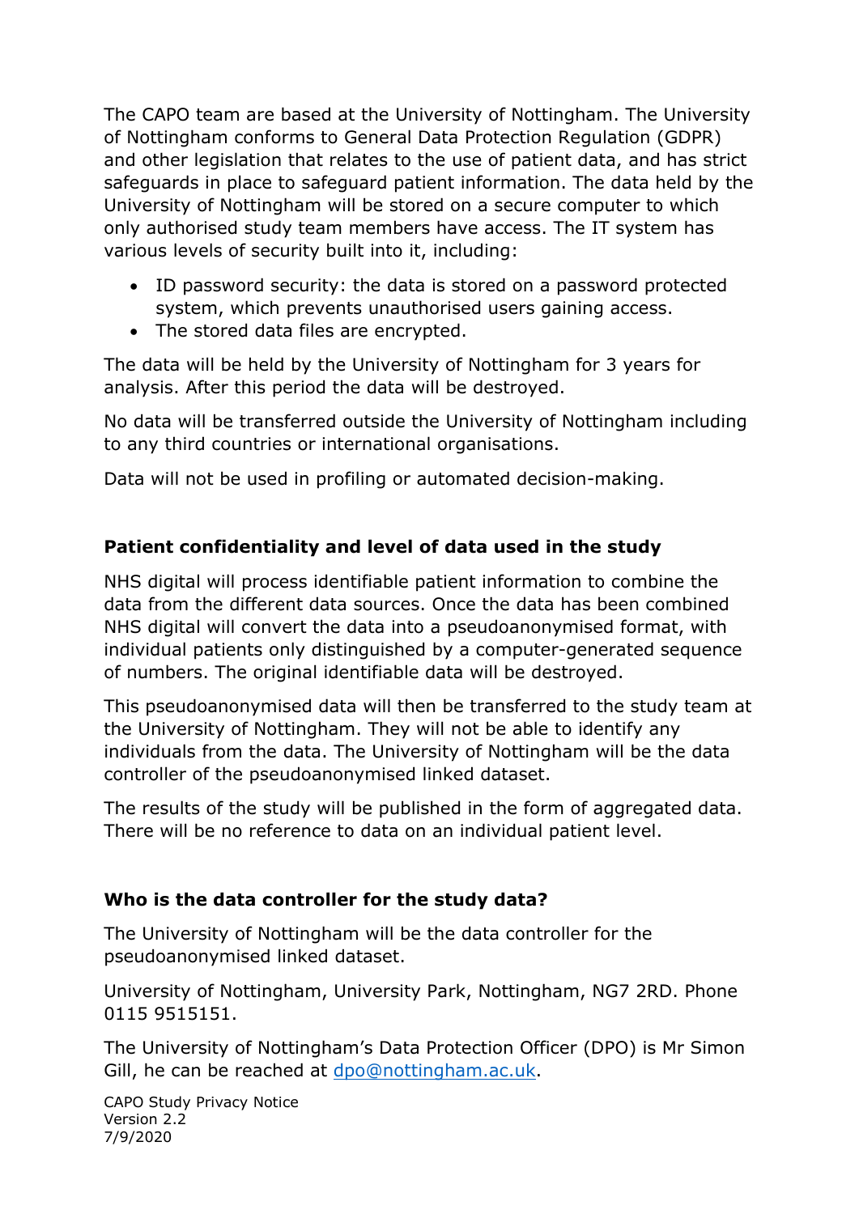The CAPO team are based at the University of Nottingham. The University of Nottingham conforms to General Data Protection Regulation (GDPR) and other legislation that relates to the use of patient data, and has strict safeguards in place to safeguard patient information. The data held by the University of Nottingham will be stored on a secure computer to which only authorised study team members have access. The IT system has various levels of security built into it, including:

- ID password security: the data is stored on a password protected system, which prevents unauthorised users gaining access.
- The stored data files are encrypted.

The data will be held by the University of Nottingham for 3 years for analysis. After this period the data will be destroyed.

No data will be transferred outside the University of Nottingham including to any third countries or international organisations.

Data will not be used in profiling or automated decision-making.

**Patient confidentiality and level of data used in the study**

NHS digital will process identifiable patient information to combine the data from the different data sources. Once the data has been combined NHS digital will convert the data into a pseudoanonymised format, with individual patients only distinguished by a computer-generated sequence of numbers. The original identifiable data will be destroyed.

This pseudoanonymised data will then be transferred to the study team at the University of Nottingham. They will not be able to identify any individuals from the data. The University of Nottingham will be the data controller of the pseudoanonymised linked dataset.

The results of the study will be published in the form of aggregated data. There will be no reference to data on an individual patient level.

**Who is the data controller for the study data?**

The University of Nottingham will be the data controller for the pseudoanonymised linked dataset.

University of Nottingham, University Park, Nottingham, NG7 2RD. Phone 0115 9515151.

The University of Nottingham's Data Protection Officer (DPO) is Mr Simon Gill, he can be reached at dpo@nottingham.ac.uk.

CAPO Study Privacy Notice
Version 2.2
7/9/2020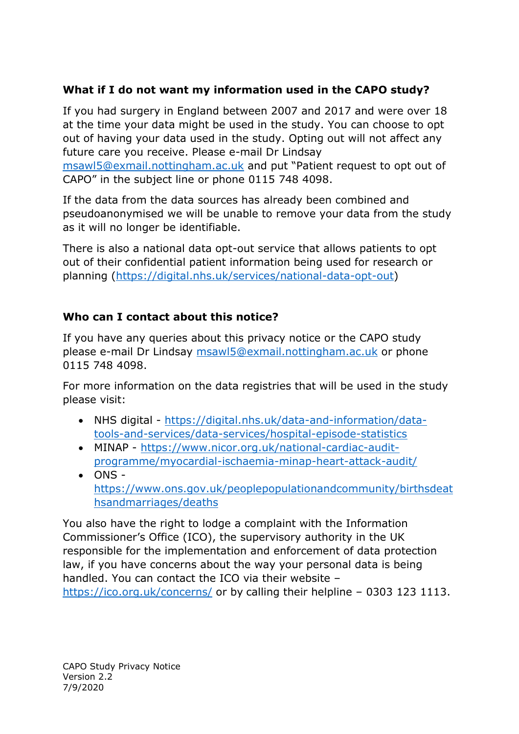### What if I do not want my information used in the CAPO study?

If you had surgery in England between 2007 and 2017 and were over 18 at the time your data might be used in the study. You can choose to opt out of having your data used in the study. Opting out will not affect any future care you receive. Please e-mail Dr Lindsay msawl5@exmail.nottingham.ac.uk and put "Patient request to opt out of CAPO" in the subject line or phone 0115 748 4098.

If the data from the data sources has already been combined and pseudoanonymised we will be unable to remove your data from the study as it will no longer be identifiable.

There is also a national data opt-out service that allows patients to opt out of their confidential patient information being used for research or planning (https://digital.nhs.uk/services/national-data-opt-out)

### Who can I contact about this notice?

If you have any queries about this privacy notice or the CAPO study please e-mail Dr Lindsay msawl5@exmail.nottingham.ac.uk or phone 0115 748 4098.

For more information on the data registries that will be used in the study please visit:

- NHS digital - https://digital.nhs.uk/data-and-information/data-tools-and-services/data-services/hospital-episode-statistics
- MINAP - https://www.nicor.org.uk/national-cardiac-audit-programme/myocardial-ischaemia-minap-heart-attack-audit/
- ONS - https://www.ons.gov.uk/peoplepopulationandcommunity/birthsdeathsandmarriages/deaths

You also have the right to lodge a complaint with the Information Commissioner's Office (ICO), the supervisory authority in the UK responsible for the implementation and enforcement of data protection law, if you have concerns about the way your personal data is being handled. You can contact the ICO via their website – https://ico.org.uk/concerns/ or by calling their helpline – 0303 123 1113.

CAPO Study Privacy Notice
Version 2.2
7/9/2020